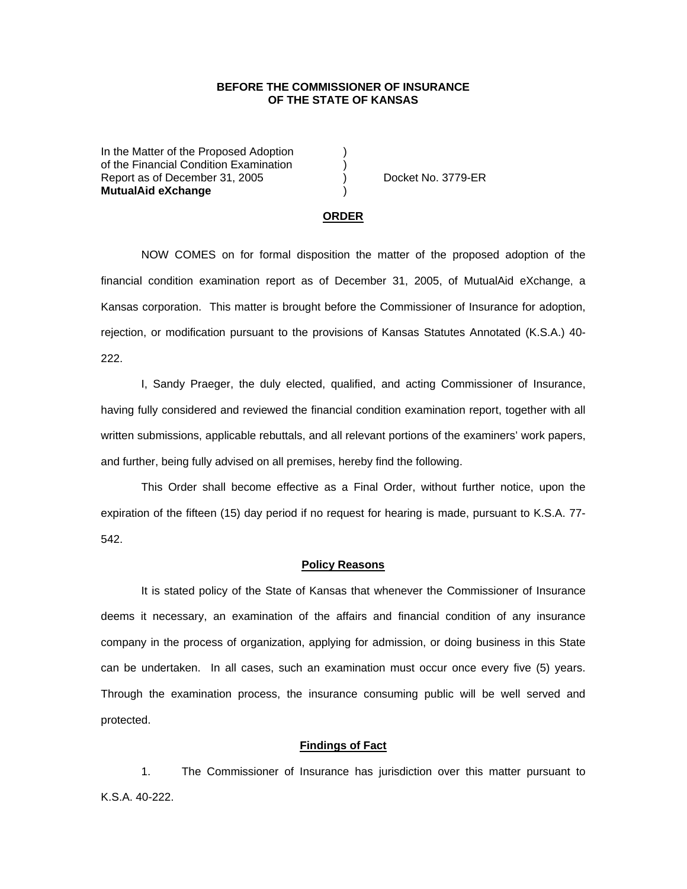**BEFORE THE COMMISSIONER OF INSURANCE**
**OF THE STATE OF KANSAS**

| | | |
|---|---|---|
| In the Matter of the Proposed Adoption | ) | |
| of the Financial Condition Examination | ) | |
| Report as of December 31, 2005 | ) | Docket No. 3779-ER |
| **MutualAid eXchange** | ) | |

## ORDER

NOW COMES on for formal disposition the matter of the proposed adoption of the financial condition examination report as of December 31, 2005, of MutualAid eXchange, a Kansas corporation. This matter is brought before the Commissioner of Insurance for adoption, rejection, or modification pursuant to the provisions of Kansas Statutes Annotated (K.S.A.) 40-222.

I, Sandy Praeger, the duly elected, qualified, and acting Commissioner of Insurance, having fully considered and reviewed the financial condition examination report, together with all written submissions, applicable rebuttals, and all relevant portions of the examiners' work papers, and further, being fully advised on all premises, hereby find the following.

This Order shall become effective as a Final Order, without further notice, upon the expiration of the fifteen (15) day period if no request for hearing is made, pursuant to K.S.A. 77-542.

## Policy Reasons

It is stated policy of the State of Kansas that whenever the Commissioner of Insurance deems it necessary, an examination of the affairs and financial condition of any insurance company in the process of organization, applying for admission, or doing business in this State can be undertaken. In all cases, such an examination must occur once every five (5) years. Through the examination process, the insurance consuming public will be well served and protected.

## Findings of Fact

1. The Commissioner of Insurance has jurisdiction over this matter pursuant to K.S.A. 40-222.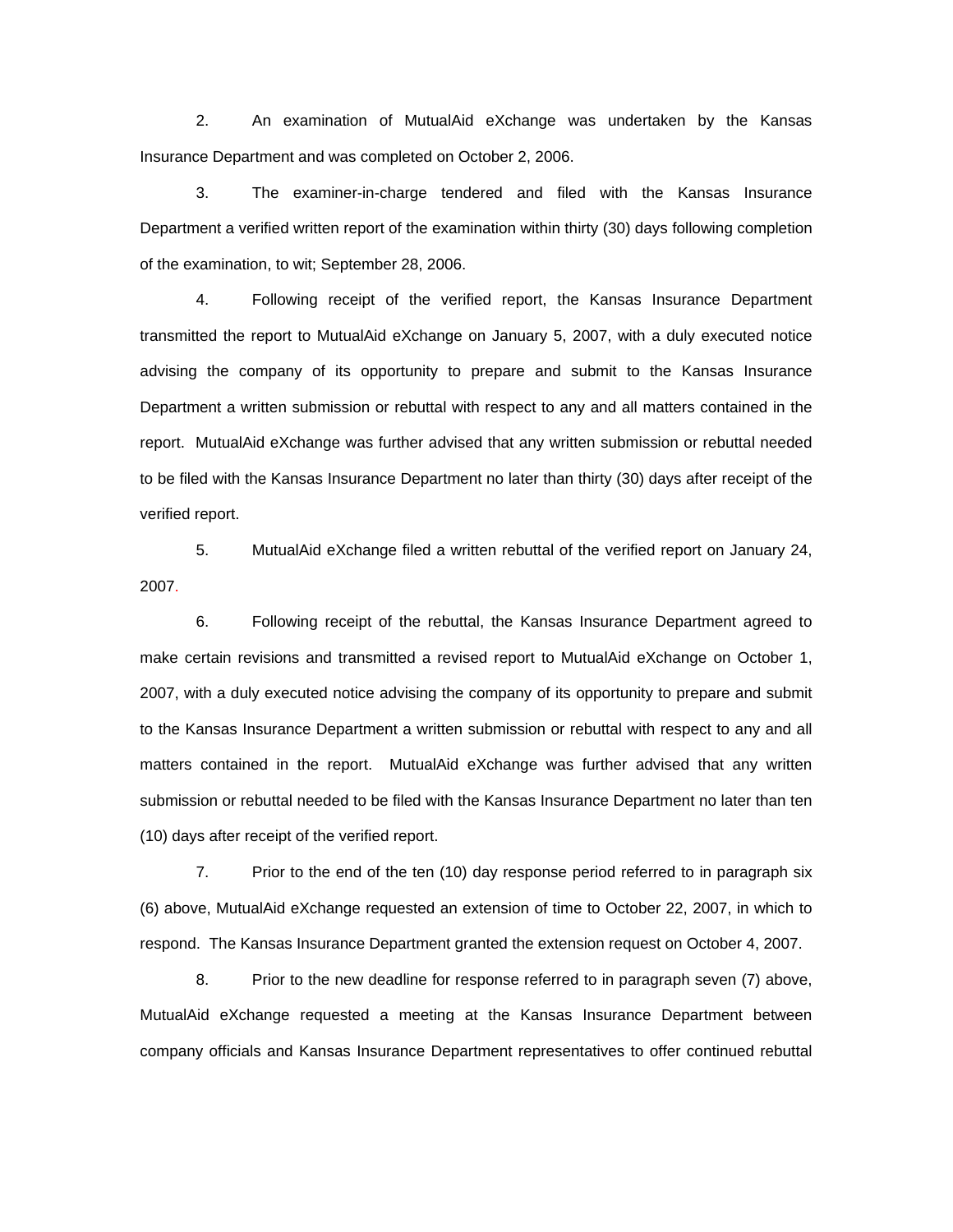2. An examination of MutualAid eXchange was undertaken by the Kansas Insurance Department and was completed on October 2, 2006.

3. The examiner-in-charge tendered and filed with the Kansas Insurance Department a verified written report of the examination within thirty (30) days following completion of the examination, to wit; September 28, 2006.

4. Following receipt of the verified report, the Kansas Insurance Department transmitted the report to MutualAid eXchange on January 5, 2007, with a duly executed notice advising the company of its opportunity to prepare and submit to the Kansas Insurance Department a written submission or rebuttal with respect to any and all matters contained in the report. MutualAid eXchange was further advised that any written submission or rebuttal needed to be filed with the Kansas Insurance Department no later than thirty (30) days after receipt of the verified report.

5. MutualAid eXchange filed a written rebuttal of the verified report on January 24, 2007.

6. Following receipt of the rebuttal, the Kansas Insurance Department agreed to make certain revisions and transmitted a revised report to MutualAid eXchange on October 1, 2007, with a duly executed notice advising the company of its opportunity to prepare and submit to the Kansas Insurance Department a written submission or rebuttal with respect to any and all matters contained in the report. MutualAid eXchange was further advised that any written submission or rebuttal needed to be filed with the Kansas Insurance Department no later than ten (10) days after receipt of the verified report.

7. Prior to the end of the ten (10) day response period referred to in paragraph six (6) above, MutualAid eXchange requested an extension of time to October 22, 2007, in which to respond. The Kansas Insurance Department granted the extension request on October 4, 2007.

8. Prior to the new deadline for response referred to in paragraph seven (7) above, MutualAid eXchange requested a meeting at the Kansas Insurance Department between company officials and Kansas Insurance Department representatives to offer continued rebuttal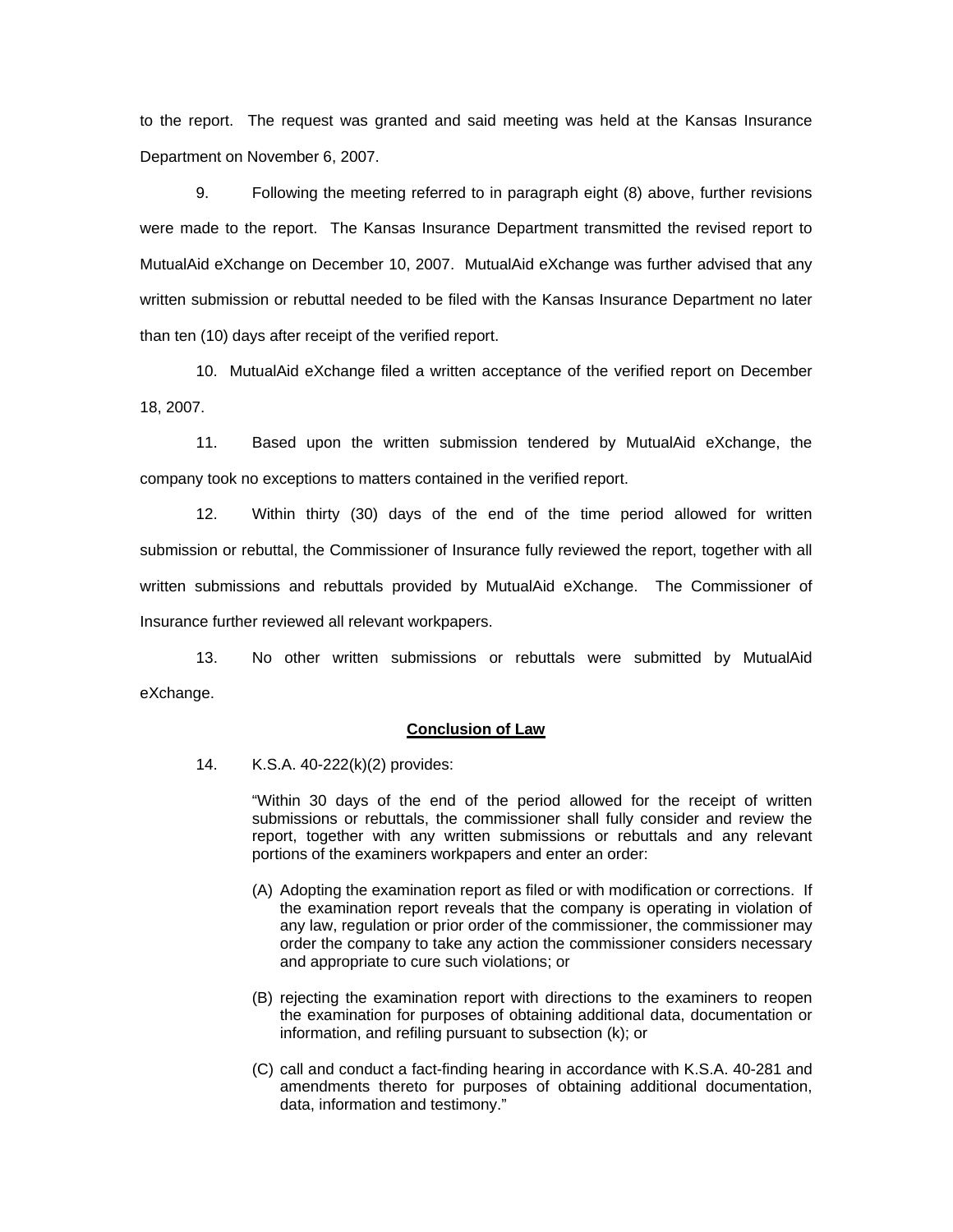to the report. The request was granted and said meeting was held at the Kansas Insurance Department on November 6, 2007.

9. Following the meeting referred to in paragraph eight (8) above, further revisions were made to the report. The Kansas Insurance Department transmitted the revised report to MutualAid eXchange on December 10, 2007. MutualAid eXchange was further advised that any written submission or rebuttal needed to be filed with the Kansas Insurance Department no later than ten (10) days after receipt of the verified report.

10. MutualAid eXchange filed a written acceptance of the verified report on December 18, 2007.

11. Based upon the written submission tendered by MutualAid eXchange, the company took no exceptions to matters contained in the verified report.

12. Within thirty (30) days of the end of the time period allowed for written submission or rebuttal, the Commissioner of Insurance fully reviewed the report, together with all written submissions and rebuttals provided by MutualAid eXchange. The Commissioner of Insurance further reviewed all relevant workpapers.

13. No other written submissions or rebuttals were submitted by MutualAid eXchange.

## Conclusion of Law

14. K.S.A. 40-222(k)(2) provides:

> "Within 30 days of the end of the period allowed for the receipt of written submissions or rebuttals, the commissioner shall fully consider and review the report, together with any written submissions or rebuttals and any relevant portions of the examiners workpapers and enter an order:
>
> (A) Adopting the examination report as filed or with modification or corrections. If the examination report reveals that the company is operating in violation of any law, regulation or prior order of the commissioner, the commissioner may order the company to take any action the commissioner considers necessary and appropriate to cure such violations; or
>
> (B) rejecting the examination report with directions to the examiners to reopen the examination for purposes of obtaining additional data, documentation or information, and refiling pursuant to subsection (k); or
>
> (C) call and conduct a fact-finding hearing in accordance with K.S.A. 40-281 and amendments thereto for purposes of obtaining additional documentation, data, information and testimony."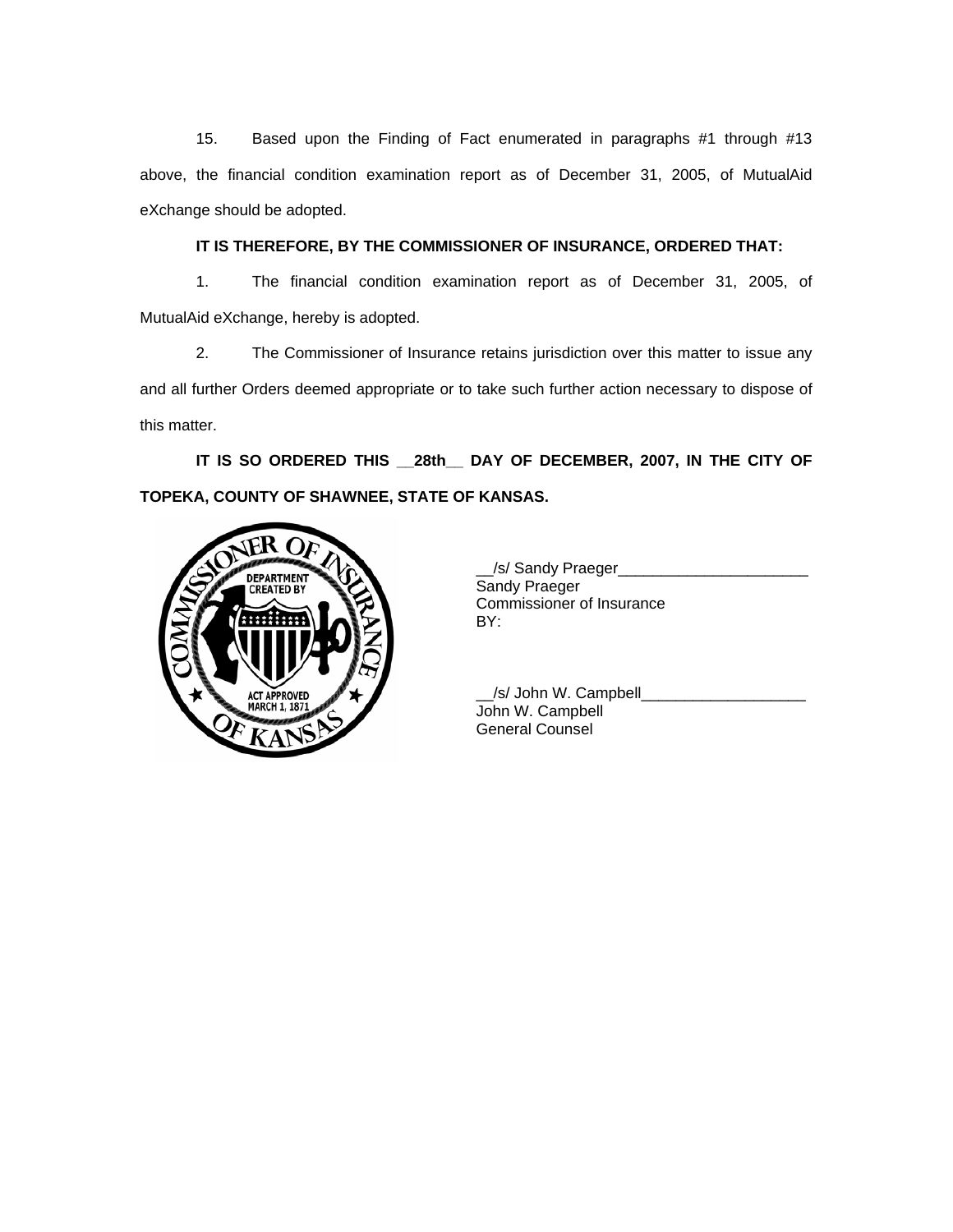15. Based upon the Finding of Fact enumerated in paragraphs #1 through #13 above, the financial condition examination report as of December 31, 2005, of MutualAid eXchange should be adopted.

**IT IS THEREFORE, BY THE COMMISSIONER OF INSURANCE, ORDERED THAT:**

1. The financial condition examination report as of December 31, 2005, of MutualAid eXchange, hereby is adopted.

2. The Commissioner of Insurance retains jurisdiction over this matter to issue any and all further Orders deemed appropriate or to take such further action necessary to dispose of this matter.

**IT IS SO ORDERED THIS __28th__ DAY OF DECEMBER, 2007, IN THE CITY OF TOPEKA, COUNTY OF SHAWNEE, STATE OF KANSAS.**

__/s/ Sandy Praeger______________________
Sandy Praeger
Commissioner of Insurance
BY:

__/s/ John W. Campbell___________________
John W. Campbell
General Counsel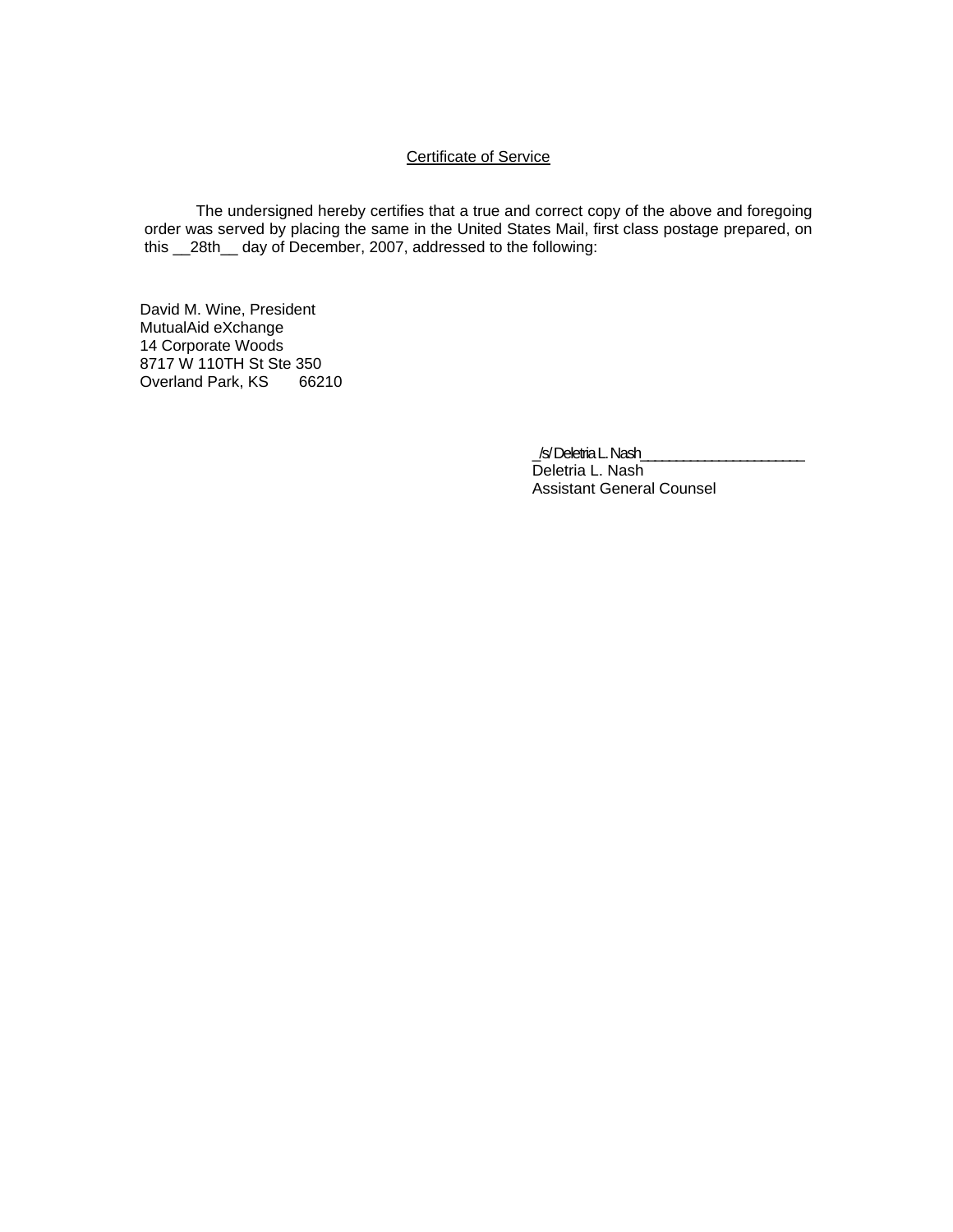<u>Certificate of Service</u>

The undersigned hereby certifies that a true and correct copy of the above and foregoing order was served by placing the same in the United States Mail, first class postage prepared, on this __28th__ day of December, 2007, addressed to the following:

David M. Wine, President
MutualAid eXchange
14 Corporate Woods
8717 W 110TH St Ste 350
Overland Park, KS 66210

_/s/ Deletria L. Nash______________________
Deletria L. Nash
Assistant General Counsel